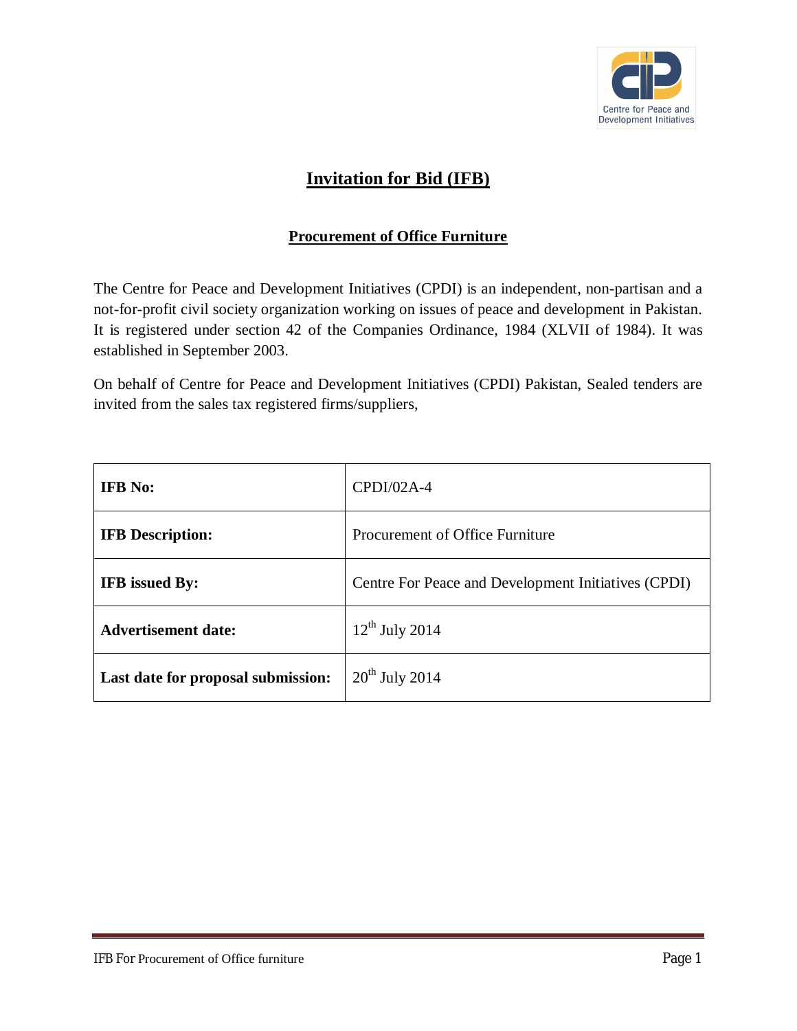# Invitation for Bid (IFB)

## Procurement of Office Furniture

The Centre for Peace and Development Initiatives (CPDI) is an independent, non-partisan and a not-for-profit civil society organization working on issues of peace and development in Pakistan. It is registered under section 42 of the Companies Ordinance, 1984 (XLVII of 1984). It was established in September 2003.

On behalf of Centre for Peace and Development Initiatives (CPDI) Pakistan, Sealed tenders are invited from the sales tax registered firms/suppliers,

| | |
|---|---|
| **IFB No:** | CPDI/02A-4 |
| **IFB Description:** | Procurement of Office Furniture |
| **IFB issued By:** | Centre For Peace and Development Initiatives (CPDI) |
| **Advertisement date:** | 12th July 2014 |
| **Last date for proposal submission:** | 20th July 2014 |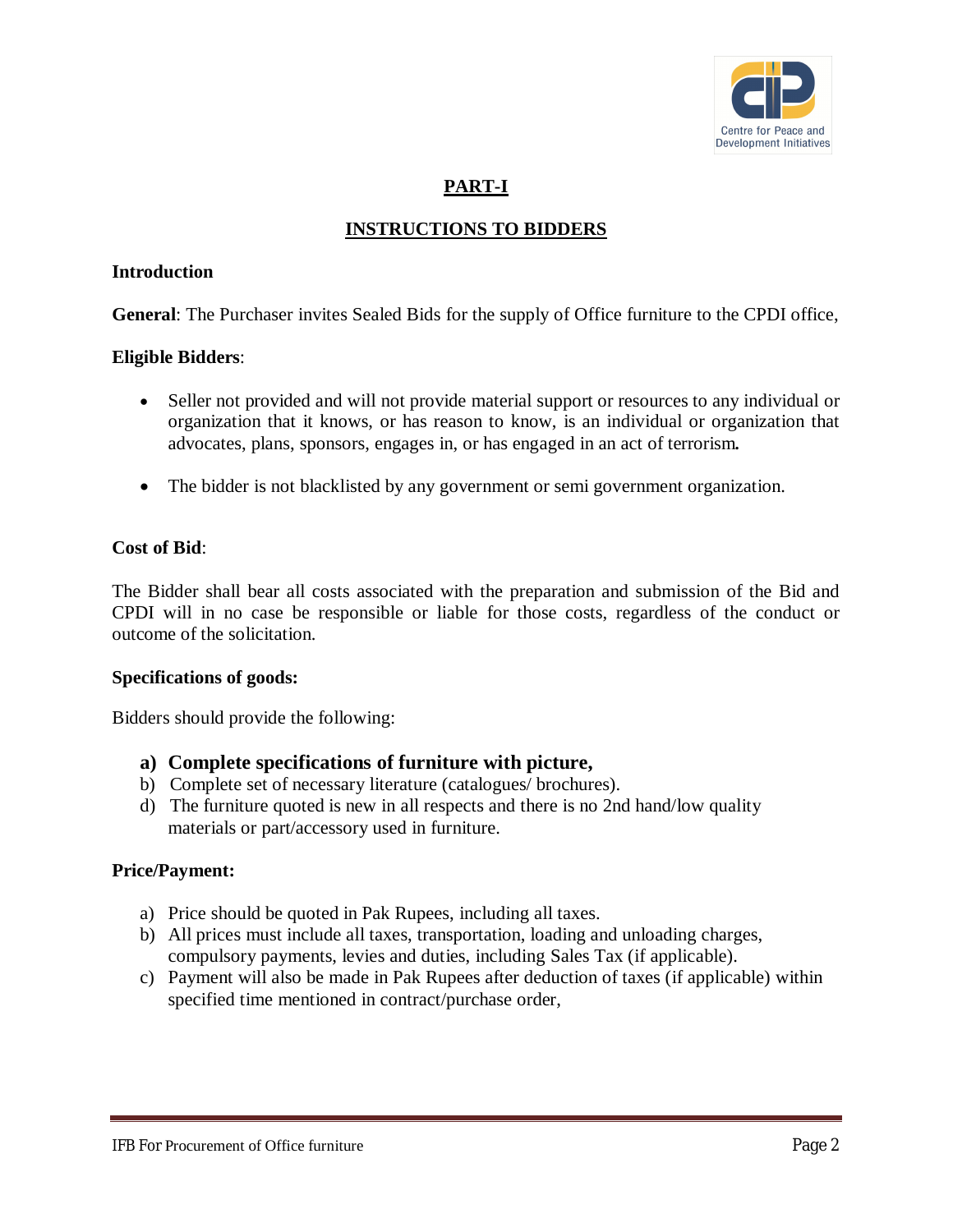## PART-I

## INSTRUCTIONS TO BIDDERS

**Introduction**

**General**: The Purchaser invites Sealed Bids for the supply of Office furniture to the CPDI office,

**Eligible Bidders**:

- Seller not provided and will not provide material support or resources to any individual or organization that it knows, or has reason to know, is an individual or organization that advocates, plans, sponsors, engages in, or has engaged in an act of terrorism**.**
- The bidder is not blacklisted by any government or semi government organization.

**Cost of Bid**:

The Bidder shall bear all costs associated with the preparation and submission of the Bid and CPDI will in no case be responsible or liable for those costs, regardless of the conduct or outcome of the solicitation.

**Specifications of goods:**

Bidders should provide the following:

a) **Complete specifications of furniture with picture,**
b) Complete set of necessary literature (catalogues/ brochures).
d) The furniture quoted is new in all respects and there is no 2nd hand/low quality materials or part/accessory used in furniture.

**Price/Payment:**

a) Price should be quoted in Pak Rupees, including all taxes.
b) All prices must include all taxes, transportation, loading and unloading charges, compulsory payments, levies and duties, including Sales Tax (if applicable).
c) Payment will also be made in Pak Rupees after deduction of taxes (if applicable) within specified time mentioned in contract/purchase order,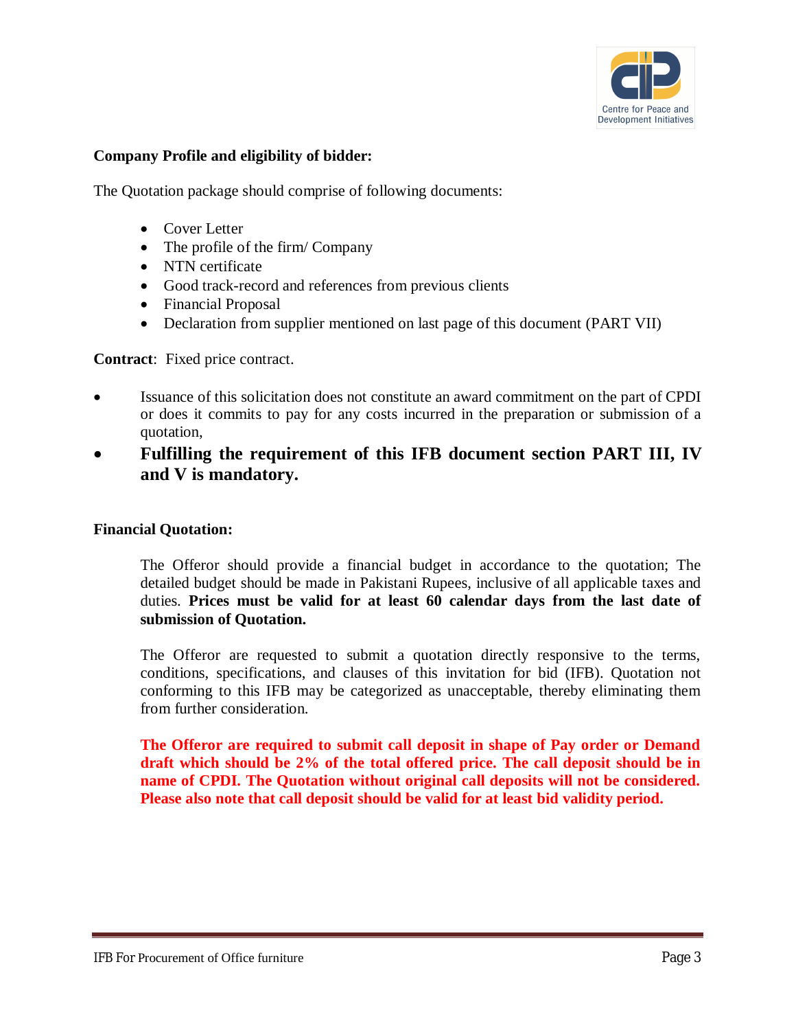**Company Profile and eligibility of bidder:**

The Quotation package should comprise of following documents:

- Cover Letter
- The profile of the firm/ Company
- NTN certificate
- Good track-record and references from previous clients
- Financial Proposal
- Declaration from supplier mentioned on last page of this document (PART VII)

**Contract**: Fixed price contract.

- Issuance of this solicitation does not constitute an award commitment on the part of CPDI or does it commits to pay for any costs incurred in the preparation or submission of a quotation,
- **Fulfilling the requirement of this IFB document section PART III, IV and V is mandatory.**

**Financial Quotation:**

The Offeror should provide a financial budget in accordance to the quotation; The detailed budget should be made in Pakistani Rupees, inclusive of all applicable taxes and duties. **Prices must be valid for at least 60 calendar days from the last date of submission of Quotation.**

The Offeror are requested to submit a quotation directly responsive to the terms, conditions, specifications, and clauses of this invitation for bid (IFB). Quotation not conforming to this IFB may be categorized as unacceptable, thereby eliminating them from further consideration.

**The Offeror are required to submit call deposit in shape of Pay order or Demand draft which should be 2% of the total offered price. The call deposit should be in name of CPDI. The Quotation without original call deposits will not be considered. Please also note that call deposit should be valid for at least bid validity period.**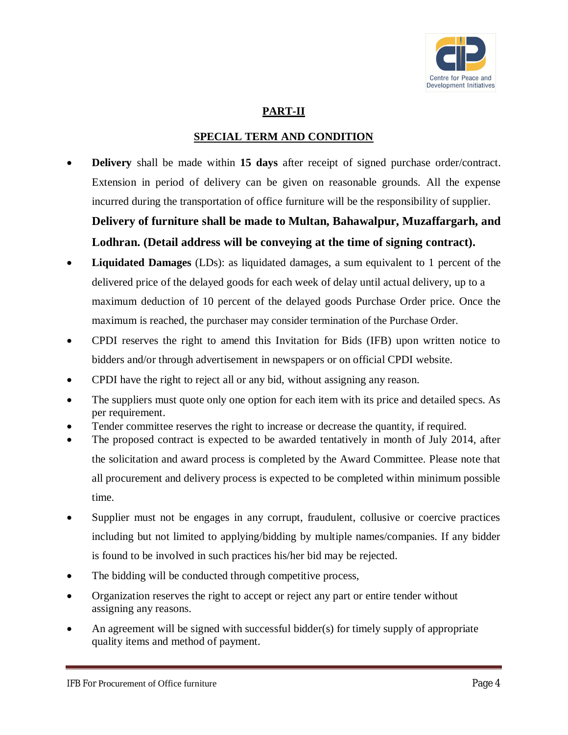## PART-II

## SPECIAL TERM AND CONDITION

- **Delivery** shall be made within **15 days** after receipt of signed purchase order/contract. Extension in period of delivery can be given on reasonable grounds. All the expense incurred during the transportation of office furniture will be the responsibility of supplier. **Delivery of furniture shall be made to Multan, Bahawalpur, Muzaffargarh, and Lodhran. (Detail address will be conveying at the time of signing contract).**
- **Liquidated Damages** (LDs): as liquidated damages, a sum equivalent to 1 percent of the delivered price of the delayed goods for each week of delay until actual delivery, up to a maximum deduction of 10 percent of the delayed goods Purchase Order price. Once the maximum is reached, the purchaser may consider termination of the Purchase Order.
- CPDI reserves the right to amend this Invitation for Bids (IFB) upon written notice to bidders and/or through advertisement in newspapers or on official CPDI website.
- CPDI have the right to reject all or any bid, without assigning any reason.
- The suppliers must quote only one option for each item with its price and detailed specs. As per requirement.
- Tender committee reserves the right to increase or decrease the quantity, if required.
- The proposed contract is expected to be awarded tentatively in month of July 2014, after the solicitation and award process is completed by the Award Committee. Please note that all procurement and delivery process is expected to be completed within minimum possible time.
- Supplier must not be engages in any corrupt, fraudulent, collusive or coercive practices including but not limited to applying/bidding by multiple names/companies. If any bidder is found to be involved in such practices his/her bid may be rejected.
- The bidding will be conducted through competitive process,
- Organization reserves the right to accept or reject any part or entire tender without assigning any reasons.
- An agreement will be signed with successful bidder(s) for timely supply of appropriate quality items and method of payment.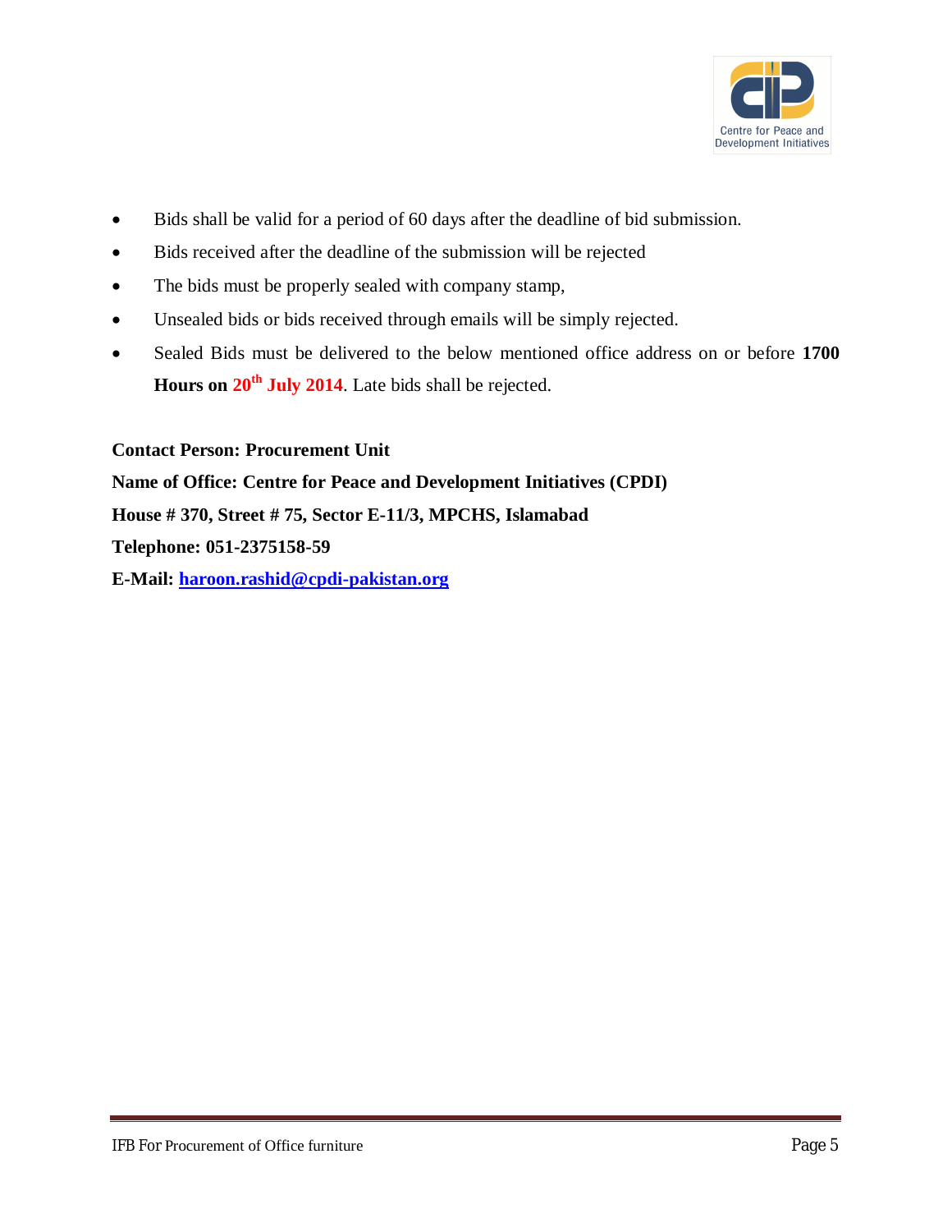- Bids shall be valid for a period of 60 days after the deadline of bid submission.
- Bids received after the deadline of the submission will be rejected
- The bids must be properly sealed with company stamp,
- Unsealed bids or bids received through emails will be simply rejected.
- Sealed Bids must be delivered to the below mentioned office address on or before **1700 Hours on 20th July 2014**. Late bids shall be rejected.

**Contact Person: Procurement Unit**

**Name of Office: Centre for Peace and Development Initiatives (CPDI)**

**House # 370, Street # 75, Sector E-11/3, MPCHS, Islamabad**

**Telephone: 051-2375158-59**

**E-Mail: haroon.rashid@cpdi-pakistan.org**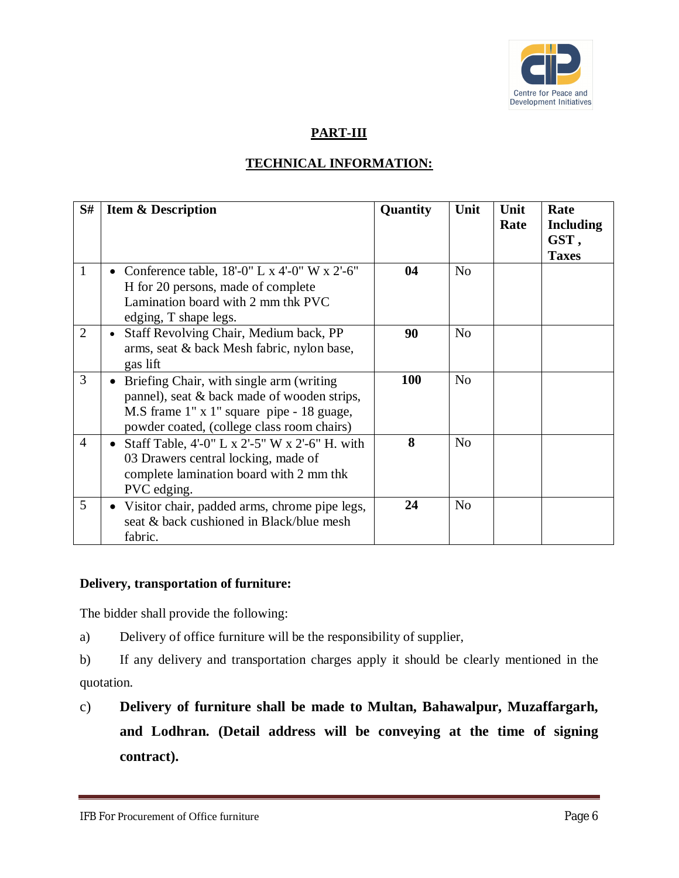## PART-III

## TECHNICAL INFORMATION:

| S# | Item & Description | Quantity | Unit | Unit Rate | Rate Including GST , Taxes |
|---|---|---|---|---|---|
| 1 | • Conference table, 18'-0" L x 4'-0" W x 2'-6" H for 20 persons, made of complete Lamination board with 2 mm thk PVC edging, T shape legs. | **04** | No | | |
| 2 | • Staff Revolving Chair, Medium back, PP arms, seat & back Mesh fabric, nylon base, gas lift | **90** | No | | |
| 3 | • Briefing Chair, with single arm (writing pannel), seat & back made of wooden strips, M.S frame 1" x 1" square pipe - 18 guage, powder coated, (college class room chairs) | **100** | No | | |
| 4 | • Staff Table, 4'-0" L x 2'-5" W x 2'-6" H. with 03 Drawers central locking, made of complete lamination board with 2 mm thk PVC edging. | **8** | No | | |
| 5 | • Visitor chair, padded arms, chrome pipe legs, seat & back cushioned in Black/blue mesh fabric. | **24** | No | | |

**Delivery, transportation of furniture:**

The bidder shall provide the following:

a) Delivery of office furniture will be the responsibility of supplier,

b) If any delivery and transportation charges apply it should be clearly mentioned in the quotation.

c) **Delivery of furniture shall be made to Multan, Bahawalpur, Muzaffargarh, and Lodhran. (Detail address will be conveying at the time of signing contract).**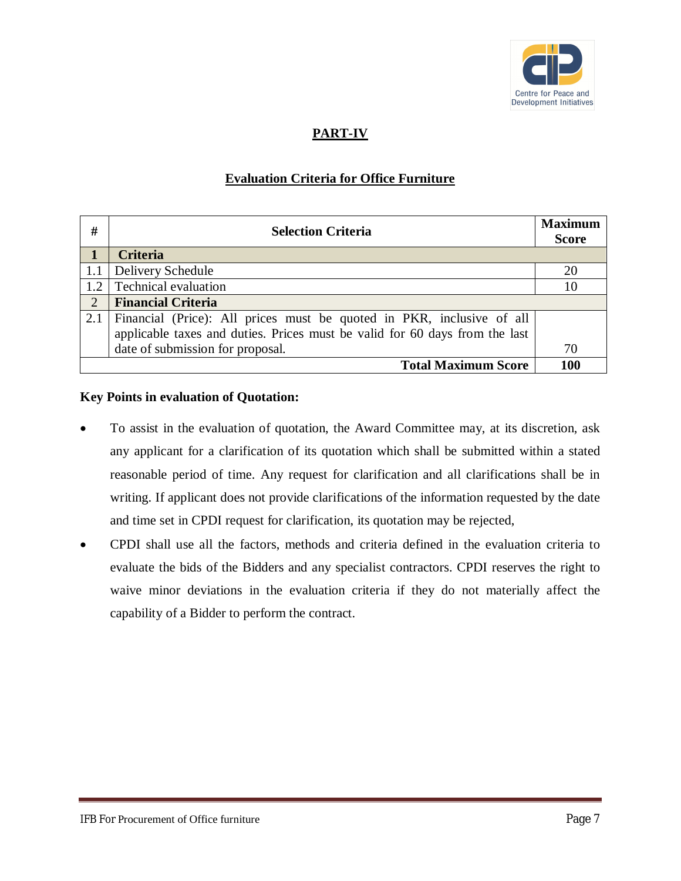## PART-IV

### Evaluation Criteria for Office Furniture

| # | Selection Criteria | Maximum Score |
|---|---|---|
| **1** | **Criteria** | |
| 1.1 | Delivery Schedule | 20 |
| 1.2 | Technical evaluation | 10 |
| 2 | **Financial Criteria** | |
| 2.1 | Financial (Price): All prices must be quoted in PKR, inclusive of all applicable taxes and duties. Prices must be valid for 60 days from the last date of submission for proposal. | 70 |
| | **Total Maximum Score** | **100** |

**Key Points in evaluation of Quotation:**

- To assist in the evaluation of quotation, the Award Committee may, at its discretion, ask any applicant for a clarification of its quotation which shall be submitted within a stated reasonable period of time. Any request for clarification and all clarifications shall be in writing. If applicant does not provide clarifications of the information requested by the date and time set in CPDI request for clarification, its quotation may be rejected,
- CPDI shall use all the factors, methods and criteria defined in the evaluation criteria to evaluate the bids of the Bidders and any specialist contractors. CPDI reserves the right to waive minor deviations in the evaluation criteria if they do not materially affect the capability of a Bidder to perform the contract.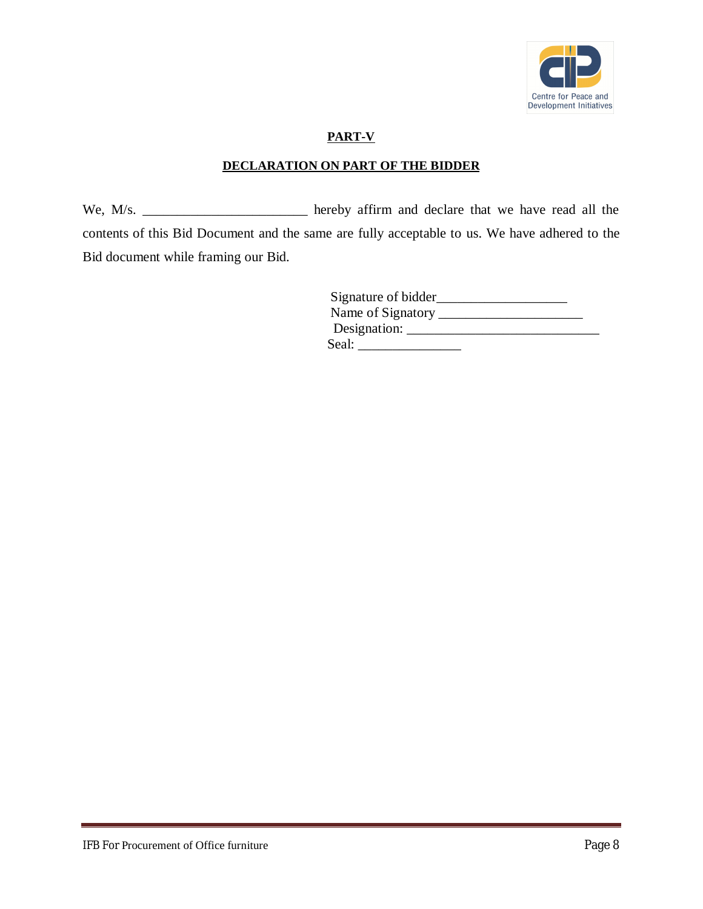**PART-V**

**DECLARATION ON PART OF THE BIDDER**

We, M/s. ________________________ hereby affirm and declare that we have read all the contents of this Bid Document and the same are fully acceptable to us. We have adhered to the Bid document while framing our Bid.

Signature of bidder___________________
Name of Signatory _____________________
Designation: ____________________________
Seal: _______________